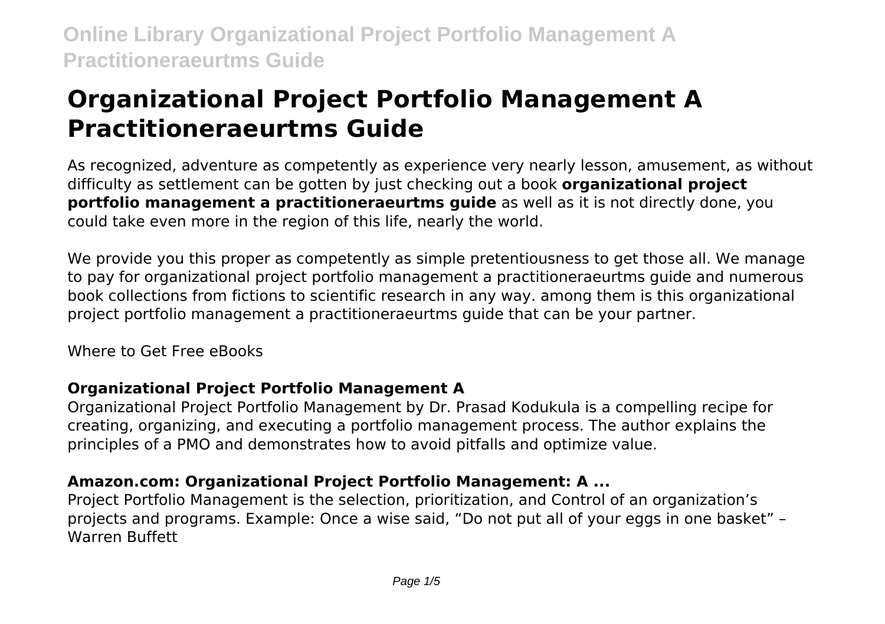# Organizational Project Portfolio Management A Practitioneraeurtms Guide

As recognized, adventure as competently as experience very nearly lesson, amusement, as without difficulty as settlement can be gotten by just checking out a book **organizational project portfolio management a practitioneraeurtms guide** as well as it is not directly done, you could take even more in the region of this life, nearly the world.

We provide you this proper as competently as simple pretentiousness to get those all. We manage to pay for organizational project portfolio management a practitioneraeurtms guide and numerous book collections from fictions to scientific research in any way. among them is this organizational project portfolio management a practitioneraeurtms guide that can be your partner.

Where to Get Free eBooks

### Organizational Project Portfolio Management A

Organizational Project Portfolio Management by Dr. Prasad Kodukula is a compelling recipe for creating, organizing, and executing a portfolio management process. The author explains the principles of a PMO and demonstrates how to avoid pitfalls and optimize value.

### Amazon.com: Organizational Project Portfolio Management: A ...

Project Portfolio Management is the selection, prioritization, and Control of an organization's projects and programs. Example: Once a wise said, "Do not put all of your eggs in one basket" – Warren Buffett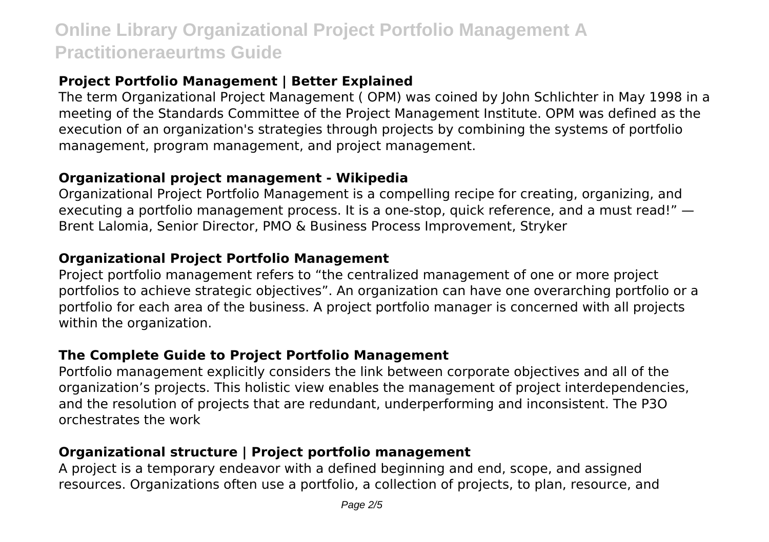### Project Portfolio Management | Better Explained

The term Organizational Project Management ( OPM) was coined by John Schlichter in May 1998 in a meeting of the Standards Committee of the Project Management Institute. OPM was defined as the execution of an organization's strategies through projects by combining the systems of portfolio management, program management, and project management.

### Organizational project management - Wikipedia

Organizational Project Portfolio Management is a compelling recipe for creating, organizing, and executing a portfolio management process. It is a one-stop, quick reference, and a must read!" — Brent Lalomia, Senior Director, PMO & Business Process Improvement, Stryker

### Organizational Project Portfolio Management

Project portfolio management refers to "the centralized management of one or more project portfolios to achieve strategic objectives". An organization can have one overarching portfolio or a portfolio for each area of the business. A project portfolio manager is concerned with all projects within the organization.

### The Complete Guide to Project Portfolio Management

Portfolio management explicitly considers the link between corporate objectives and all of the organization's projects. This holistic view enables the management of project interdependencies, and the resolution of projects that are redundant, underperforming and inconsistent. The P3O orchestrates the work

### Organizational structure | Project portfolio management

A project is a temporary endeavor with a defined beginning and end, scope, and assigned resources. Organizations often use a portfolio, a collection of projects, to plan, resource, and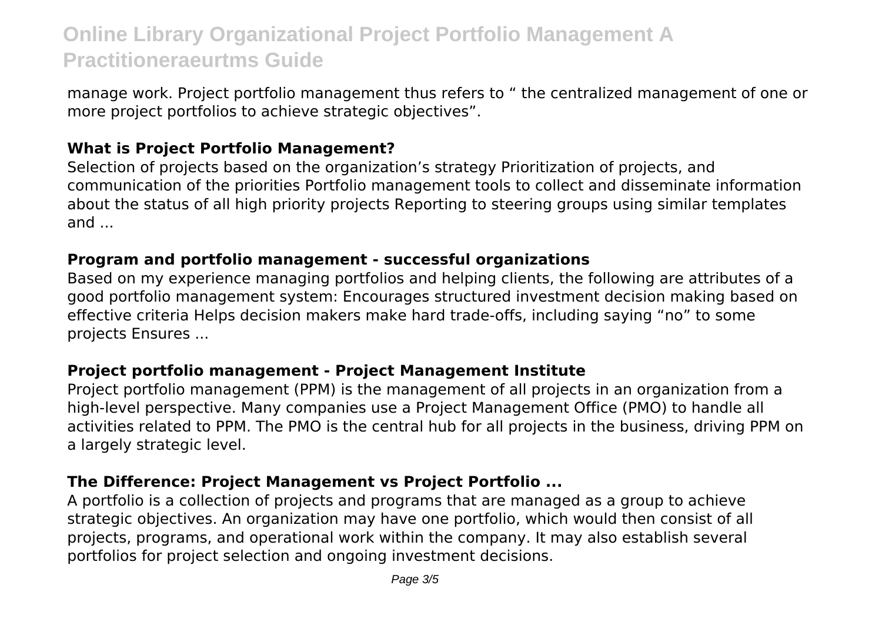manage work. Project portfolio management thus refers to " the centralized management of one or more project portfolios to achieve strategic objectives".

### What is Project Portfolio Management?

Selection of projects based on the organization's strategy Prioritization of projects, and communication of the priorities Portfolio management tools to collect and disseminate information about the status of all high priority projects Reporting to steering groups using similar templates and ...

### Program and portfolio management - successful organizations

Based on my experience managing portfolios and helping clients, the following are attributes of a good portfolio management system: Encourages structured investment decision making based on effective criteria Helps decision makers make hard trade-offs, including saying "no" to some projects Ensures ...

### Project portfolio management - Project Management Institute

Project portfolio management (PPM) is the management of all projects in an organization from a high-level perspective. Many companies use a Project Management Office (PMO) to handle all activities related to PPM. The PMO is the central hub for all projects in the business, driving PPM on a largely strategic level.

### The Difference: Project Management vs Project Portfolio ...

A portfolio is a collection of projects and programs that are managed as a group to achieve strategic objectives. An organization may have one portfolio, which would then consist of all projects, programs, and operational work within the company. It may also establish several portfolios for project selection and ongoing investment decisions.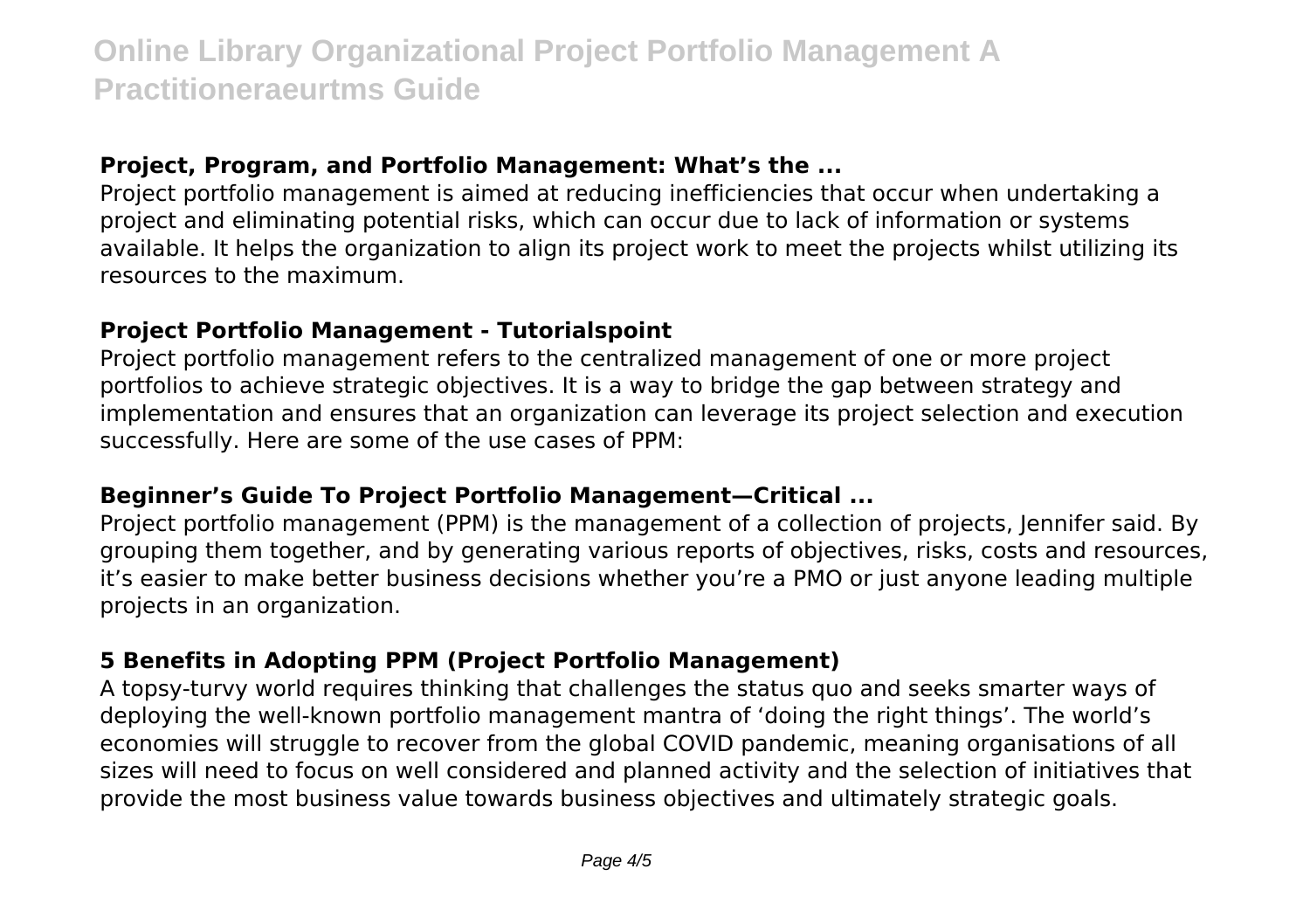### Project, Program, and Portfolio Management: What's the ...

Project portfolio management is aimed at reducing inefficiencies that occur when undertaking a project and eliminating potential risks, which can occur due to lack of information or systems available. It helps the organization to align its project work to meet the projects whilst utilizing its resources to the maximum.

### Project Portfolio Management - Tutorialspoint

Project portfolio management refers to the centralized management of one or more project portfolios to achieve strategic objectives. It is a way to bridge the gap between strategy and implementation and ensures that an organization can leverage its project selection and execution successfully. Here are some of the use cases of PPM:

### Beginner's Guide To Project Portfolio Management—Critical ...

Project portfolio management (PPM) is the management of a collection of projects, Jennifer said. By grouping them together, and by generating various reports of objectives, risks, costs and resources, it's easier to make better business decisions whether you're a PMO or just anyone leading multiple projects in an organization.

### 5 Benefits in Adopting PPM (Project Portfolio Management)

A topsy-turvy world requires thinking that challenges the status quo and seeks smarter ways of deploying the well-known portfolio management mantra of 'doing the right things'. The world's economies will struggle to recover from the global COVID pandemic, meaning organisations of all sizes will need to focus on well considered and planned activity and the selection of initiatives that provide the most business value towards business objectives and ultimately strategic goals.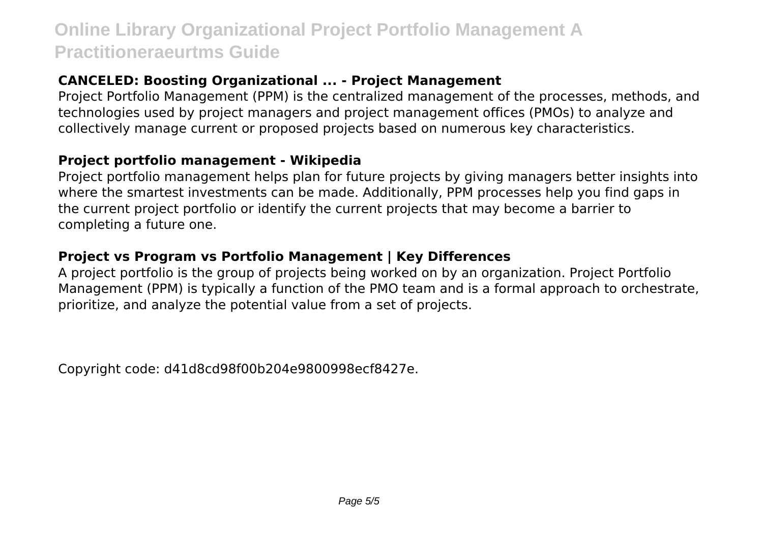**CANCELED: Boosting Organizational ... - Project Management**

Project Portfolio Management (PPM) is the centralized management of the processes, methods, and technologies used by project managers and project management offices (PMOs) to analyze and collectively manage current or proposed projects based on numerous key characteristics.

**Project portfolio management - Wikipedia**

Project portfolio management helps plan for future projects by giving managers better insights into where the smartest investments can be made. Additionally, PPM processes help you find gaps in the current project portfolio or identify the current projects that may become a barrier to completing a future one.

**Project vs Program vs Portfolio Management | Key Differences**

A project portfolio is the group of projects being worked on by an organization. Project Portfolio Management (PPM) is typically a function of the PMO team and is a formal approach to orchestrate, prioritize, and analyze the potential value from a set of projects.

Copyright code: d41d8cd98f00b204e9800998ecf8427e.